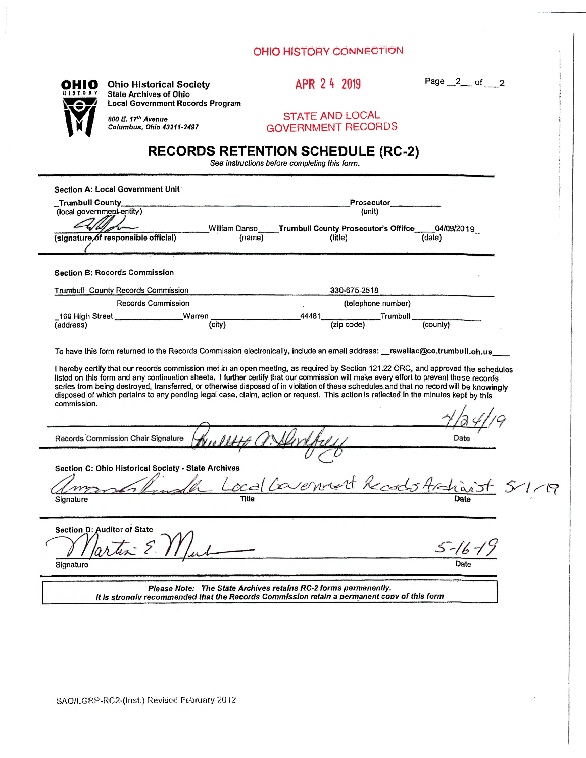OHIO HISTORY CONNECTION

**Ohio Historical Society**
State Archives of Ohio
Local Government Records Program

*800 E. 17th Avenue*
*Columbus, Ohio 43211-2497*

APR 24 2019

STATE AND LOCAL
GOVERNMENT RECORDS

# RECORDS RETENTION SCHEDULE (RC-2)

*See instructions before completing this form.*

**Section A: Local Government Unit**

Trumbull County (local government entity) — Prosecutor (unit)

(signature of responsible official) — William Danso (name) — Trumbull County Prosecutor's Offifce (title) — 04/09/2019 (date)

**Section B: Records Commission**

Trumbull County Records Commission (Records Commission) — 330-675-2518 (telephone number)

160 High Street (address) — Warren (city) — 44481 (zip code) — Trumbull (county)

To have this form returned to the Records Commission electronically, include an email address: rswallac@co.trumbull.oh.us

I hereby certify that our records commission met in an open meeting, as required by Section 121.22 ORC, and approved the schedules listed on this form and any continuation sheets. I further certify that our commission will make every effort to prevent these records series from being destroyed, transferred, or otherwise disposed of in violation of these schedules and that no record will be knowingly disposed of which pertains to any pending legal case, claim, action or request. This action is reflected in the minutes kept by this commission.

Records Commission Chair Signature — Date: 4/24/19

**Section C: Ohio Historical Society - State Archives**

Signature — Title: Local Government Records Archivist — Date: 5/1/19

**Section D: Auditor of State**

Signature — Date: 5-16-19

*Please Note: The State Archives retains RC-2 forms permanently.*
*It is strongly recommended that the Records Commission retain a permanent copy of this form*

SAO/LGRP-RC2-(Inst.) Revised February 2012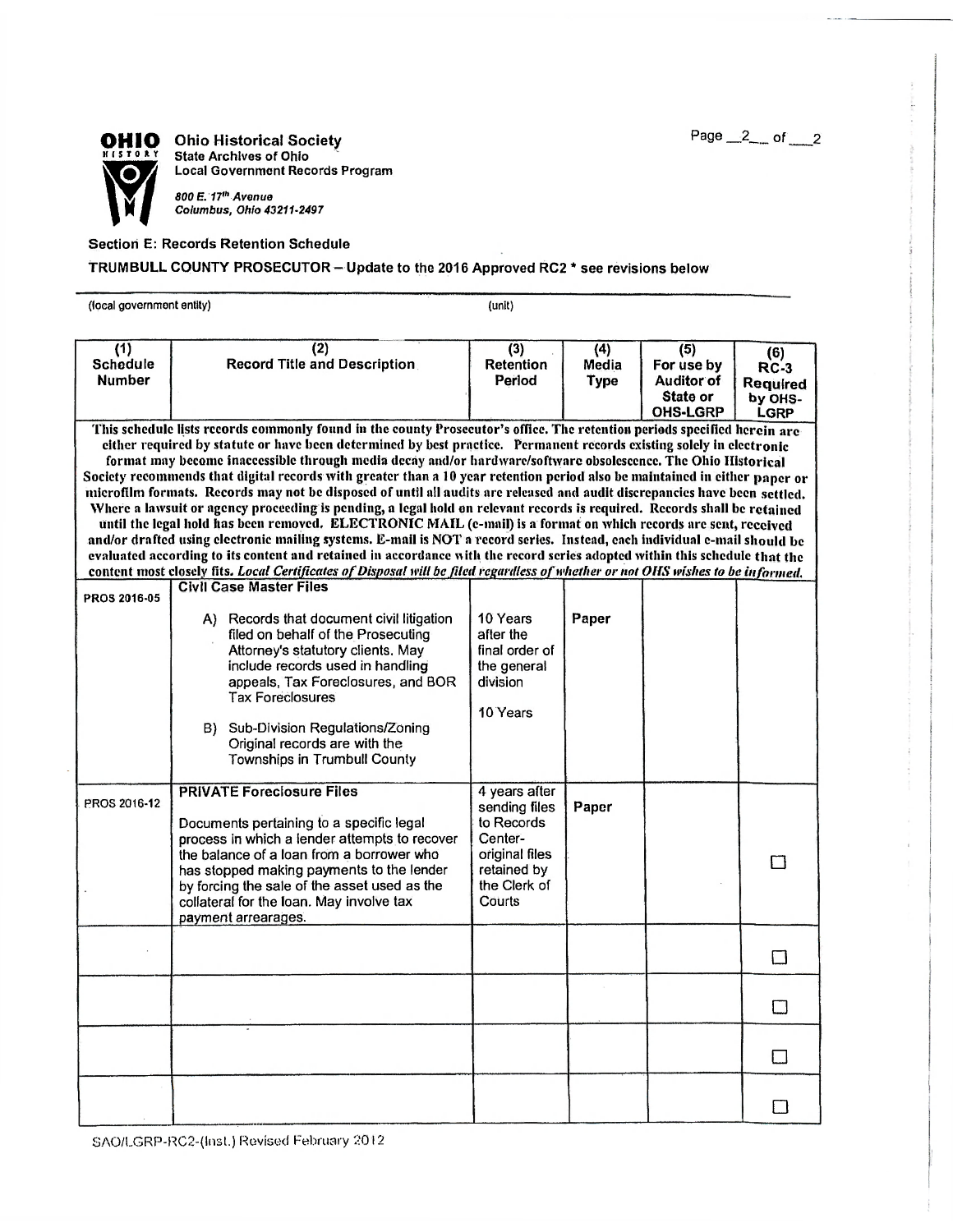**OHIO HISTORY**

**Ohio Historical Society**
**State Archives of Ohio**
**Local Government Records Program**

*800 E. 17th Avenue*
*Columbus, Ohio 43211-2497*

**Section E: Records Retention Schedule**

**TRUMBULL COUNTY PROSECUTOR – Update to the 2016 Approved RC2 * see revisions below**

(local government entity) (unit)

| (1) Schedule Number | (2) Record Title and Description | (3) Retention Period | (4) Media Type | (5) For use by Auditor of State or OHS-LGRP | (6) RC-3 Required by OHS-LGRP |
|---|---|---|---|---|---|
| **This schedule lists records commonly found in the county Prosecutor's office. The retention periods specified herein are either required by statute or have been determined by best practice. Permanent records existing solely in electronic format may become inaccessible through media decay and/or hardware/software obsolescence. The Ohio Historical Society recommends that digital records with greater than a 10 year retention period also be maintained in either paper or microfilm formats. Records may not be disposed of until all audits are released and audit discrepancies have been settled. Where a lawsuit or agency proceeding is pending, a legal hold on relevant records is required. Records shall be retained until the legal hold has been removed. ELECTRONIC MAIL (e-mail) is a format on which records are sent, received and/or drafted using electronic mailing systems. E-mail is NOT a record series. Instead, each individual e-mail should be evaluated according to its content and retained in accordance with the record series adopted within this schedule that the content most closely fits. *Local Certificates of Disposal will be filed regardless of whether or not OHS wishes to be informed.*** | | | | | |
| PROS 2016-05 | **Civil Case Master Files**<br><br>A) Records that document civil litigation filed on behalf of the Prosecuting Attorney's statutory clients. May include records used in handling appeals, Tax Foreclosures, and BOR Tax Foreclosures<br><br>B) Sub-Division Regulations/Zoning Original records are with the Townships in Trumbull County | 10 Years after the final order of the general division<br><br>10 Years | Paper | | |
| PROS 2016-12 | **PRIVATE Foreclosure Files**<br><br>Documents pertaining to a specific legal process in which a lender attempts to recover the balance of a loan from a borrower who has stopped making payments to the lender by forcing the sale of the asset used as the collateral for the loan. May involve tax payment arrearages. | 4 years after sending files to Records Center- original files retained by the Clerk of Courts | Paper | | ☐ |
| | | | | | ☐ |
| | | | | | ☐ |
| | | | | | ☐ |
| | | | | | ☐ |

SAO/LGRP-RC2-(Inst.) Revised February 2012